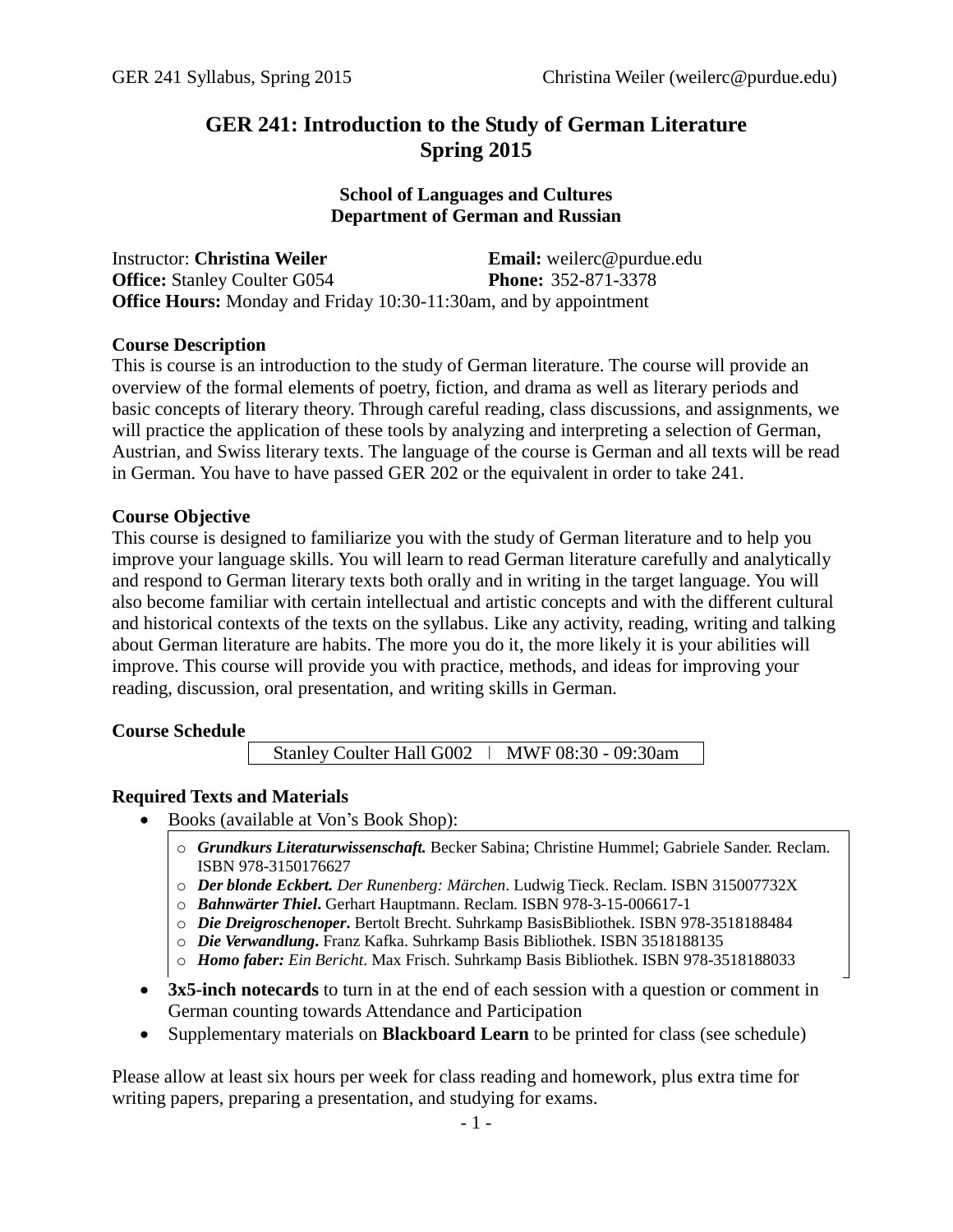# GER 241: Introduction to the Study of German Literature
# Spring 2015

**School of Languages and Cultures**
**Department of German and Russian**

Instructor: **Christina Weiler** — **Email:** weilerc@purdue.edu
**Office:** Stanley Coulter G054 — **Phone:** 352-871-3378
**Office Hours:** Monday and Friday 10:30-11:30am, and by appointment

## Course Description

This is course is an introduction to the study of German literature. The course will provide an overview of the formal elements of poetry, fiction, and drama as well as literary periods and basic concepts of literary theory. Through careful reading, class discussions, and assignments, we will practice the application of these tools by analyzing and interpreting a selection of German, Austrian, and Swiss literary texts. The language of the course is German and all texts will be read in German. You have to have passed GER 202 or the equivalent in order to take 241.

## Course Objective

This course is designed to familiarize you with the study of German literature and to help you improve your language skills. You will learn to read German literature carefully and analytically and respond to German literary texts both orally and in writing in the target language. You will also become familiar with certain intellectual and artistic concepts and with the different cultural and historical contexts of the texts on the syllabus. Like any activity, reading, writing and talking about German literature are habits. The more you do it, the more likely it is your abilities will improve. This course will provide you with practice, methods, and ideas for improving your reading, discussion, oral presentation, and writing skills in German.

## Course Schedule

| Stanley Coulter Hall G002 | MWF 08:30 - 09:30am |
|---|---|

## Required Texts and Materials

- Books (available at Von's Book Shop):
  - ***Grundkurs Literaturwissenschaft.*** Becker Sabina; Christine Hummel; Gabriele Sander. Reclam. ISBN 978-3150176627
  - ***Der blonde Eckbert.*** *Der Runenberg: Märchen*. Ludwig Tieck. Reclam. ISBN 315007732X
  - ***Bahnwärter Thiel*****.** Gerhart Hauptmann. Reclam. ISBN 978-3-15-006617-1
  - ***Die Dreigroschenoper*****.** Bertolt Brecht. Suhrkamp BasisBibliothek. ISBN 978-3518188484
  - ***Die Verwandlung*****.** Franz Kafka. Suhrkamp Basis Bibliothek. ISBN 3518188135
  - ***Homo faber:*** *Ein Bericht*. Max Frisch. Suhrkamp Basis Bibliothek. ISBN 978-3518188033
- **3x5-inch notecards** to turn in at the end of each session with a question or comment in German counting towards Attendance and Participation
- Supplementary materials on **Blackboard Learn** to be printed for class (see schedule)

Please allow at least six hours per week for class reading and homework, plus extra time for writing papers, preparing a presentation, and studying for exams.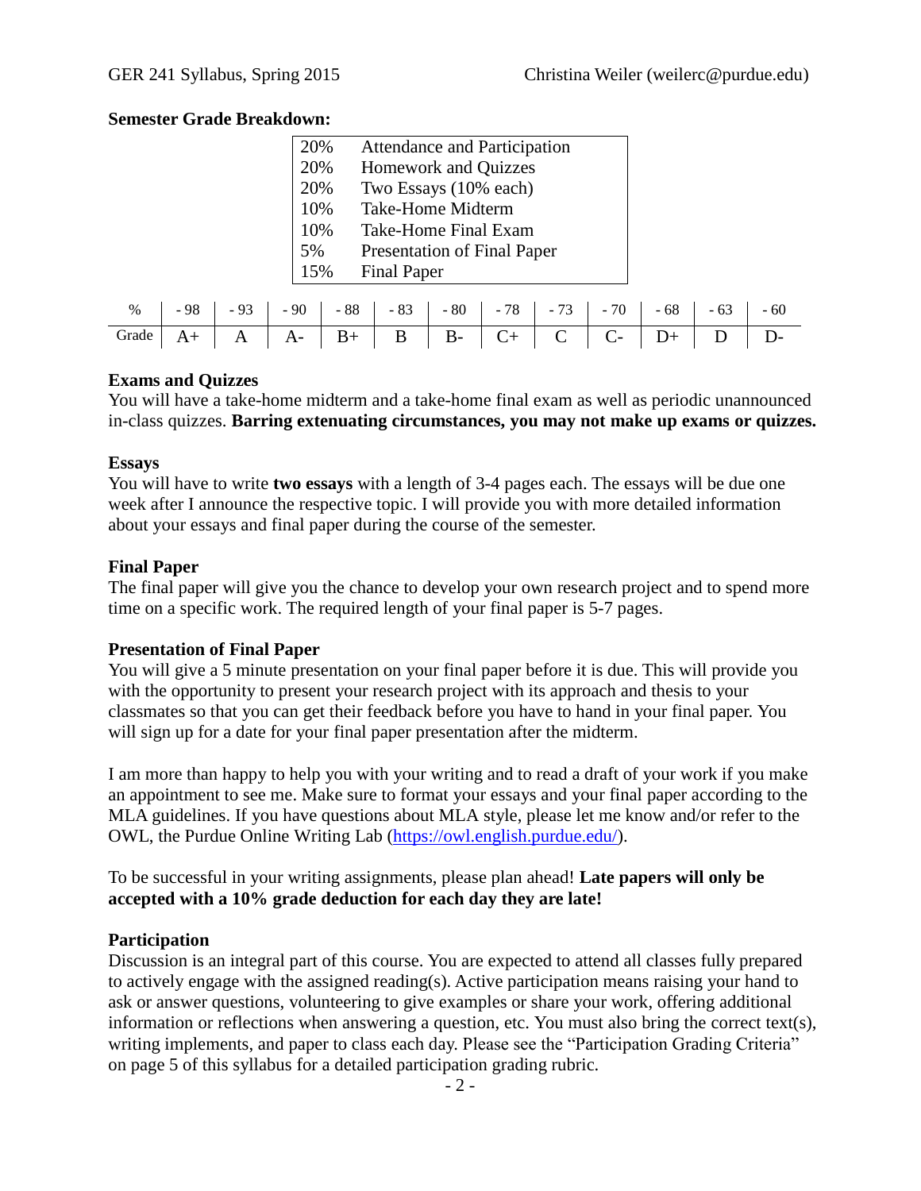**Semester Grade Breakdown:**

| | |
|---|---|
| 20% | Attendance and Participation |
| 20% | Homework and Quizzes |
| 20% | Two Essays (10% each) |
| 10% | Take-Home Midterm |
| 10% | Take-Home Final Exam |
| 5% | Presentation of Final Paper |
| 15% | Final Paper |

| % | - 98 | - 93 | - 90 | - 88 | - 83 | - 80 | - 78 | - 73 | - 70 | - 68 | - 63 | - 60 |
|---|---|---|---|---|---|---|---|---|---|---|---|---|
| Grade | A+ | A | A- | B+ | B | B- | C+ | C | C- | D+ | D | D- |

**Exams and Quizzes**
You will have a take-home midterm and a take-home final exam as well as periodic unannounced in-class quizzes. **Barring extenuating circumstances, you may not make up exams or quizzes.**

**Essays**
You will have to write **two essays** with a length of 3-4 pages each. The essays will be due one week after I announce the respective topic. I will provide you with more detailed information about your essays and final paper during the course of the semester.

**Final Paper**
The final paper will give you the chance to develop your own research project and to spend more time on a specific work. The required length of your final paper is 5-7 pages.

**Presentation of Final Paper**
You will give a 5 minute presentation on your final paper before it is due. This will provide you with the opportunity to present your research project with its approach and thesis to your classmates so that you can get their feedback before you have to hand in your final paper. You will sign up for a date for your final paper presentation after the midterm.

I am more than happy to help you with your writing and to read a draft of your work if you make an appointment to see me. Make sure to format your essays and your final paper according to the MLA guidelines. If you have questions about MLA style, please let me know and/or refer to the OWL, the Purdue Online Writing Lab (https://owl.english.purdue.edu/).

To be successful in your writing assignments, please plan ahead! **Late papers will only be accepted with a 10% grade deduction for each day they are late!**

**Participation**
Discussion is an integral part of this course. You are expected to attend all classes fully prepared to actively engage with the assigned reading(s). Active participation means raising your hand to ask or answer questions, volunteering to give examples or share your work, offering additional information or reflections when answering a question, etc. You must also bring the correct text(s), writing implements, and paper to class each day. Please see the "Participation Grading Criteria" on page 5 of this syllabus for a detailed participation grading rubric.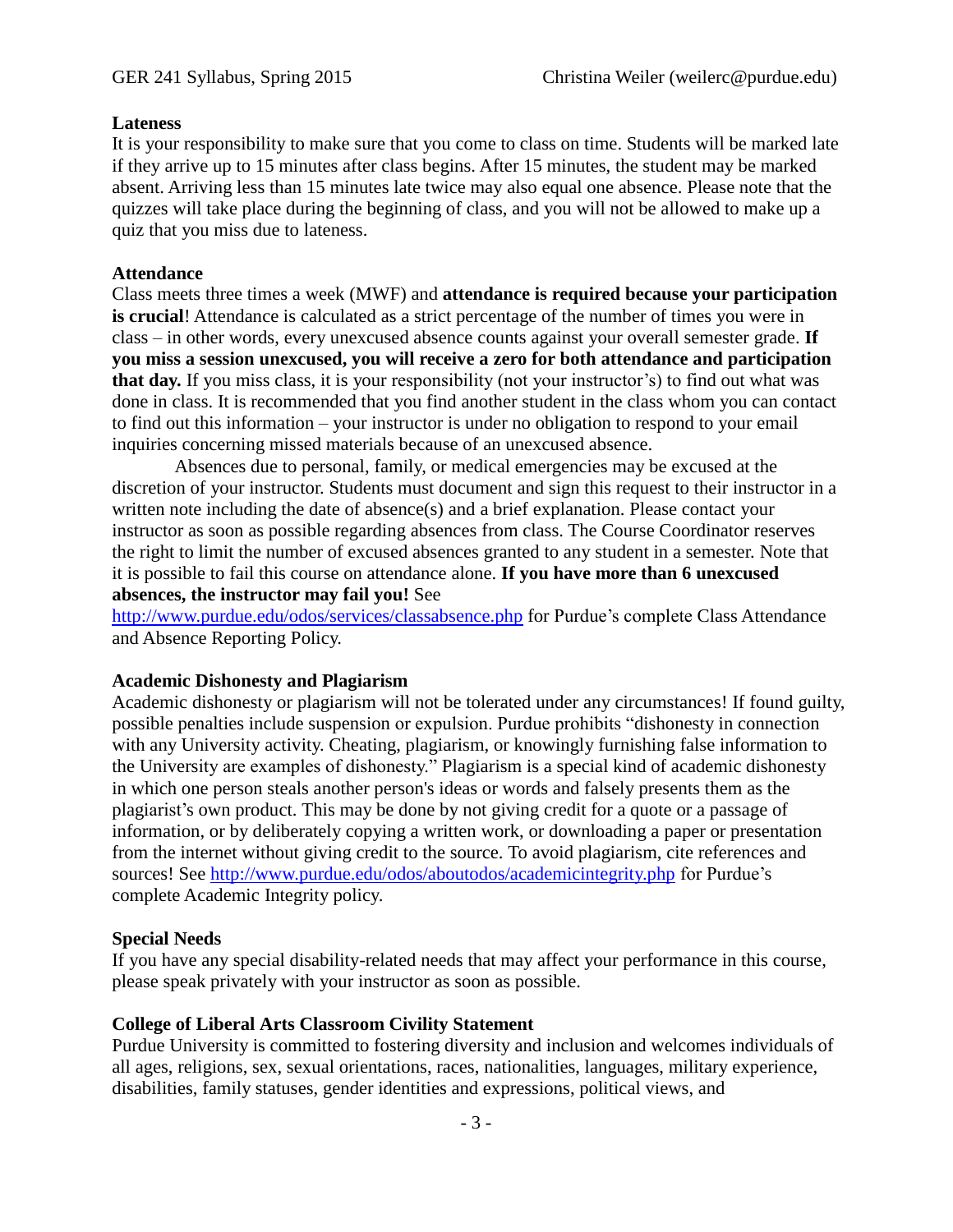**Lateness**

It is your responsibility to make sure that you come to class on time. Students will be marked late if they arrive up to 15 minutes after class begins. After 15 minutes, the student may be marked absent. Arriving less than 15 minutes late twice may also equal one absence. Please note that the quizzes will take place during the beginning of class, and you will not be allowed to make up a quiz that you miss due to lateness.

**Attendance**

Class meets three times a week (MWF) and **attendance is required because your participation is crucial**! Attendance is calculated as a strict percentage of the number of times you were in class – in other words, every unexcused absence counts against your overall semester grade. **If you miss a session unexcused, you will receive a zero for both attendance and participation that day.** If you miss class, it is your responsibility (not your instructor's) to find out what was done in class. It is recommended that you find another student in the class whom you can contact to find out this information – your instructor is under no obligation to respond to your email inquiries concerning missed materials because of an unexcused absence.

Absences due to personal, family, or medical emergencies may be excused at the discretion of your instructor. Students must document and sign this request to their instructor in a written note including the date of absence(s) and a brief explanation. Please contact your instructor as soon as possible regarding absences from class. The Course Coordinator reserves the right to limit the number of excused absences granted to any student in a semester. Note that it is possible to fail this course on attendance alone. **If you have more than 6 unexcused absences, the instructor may fail you!** See http://www.purdue.edu/odos/services/classabsence.php for Purdue's complete Class Attendance and Absence Reporting Policy.

**Academic Dishonesty and Plagiarism**

Academic dishonesty or plagiarism will not be tolerated under any circumstances! If found guilty, possible penalties include suspension or expulsion. Purdue prohibits "dishonesty in connection with any University activity. Cheating, plagiarism, or knowingly furnishing false information to the University are examples of dishonesty." Plagiarism is a special kind of academic dishonesty in which one person steals another person's ideas or words and falsely presents them as the plagiarist's own product. This may be done by not giving credit for a quote or a passage of information, or by deliberately copying a written work, or downloading a paper or presentation from the internet without giving credit to the source. To avoid plagiarism, cite references and sources! See http://www.purdue.edu/odos/aboutodos/academicintegrity.php for Purdue's complete Academic Integrity policy.

**Special Needs**

If you have any special disability-related needs that may affect your performance in this course, please speak privately with your instructor as soon as possible.

**College of Liberal Arts Classroom Civility Statement**

Purdue University is committed to fostering diversity and inclusion and welcomes individuals of all ages, religions, sex, sexual orientations, races, nationalities, languages, military experience, disabilities, family statuses, gender identities and expressions, political views, and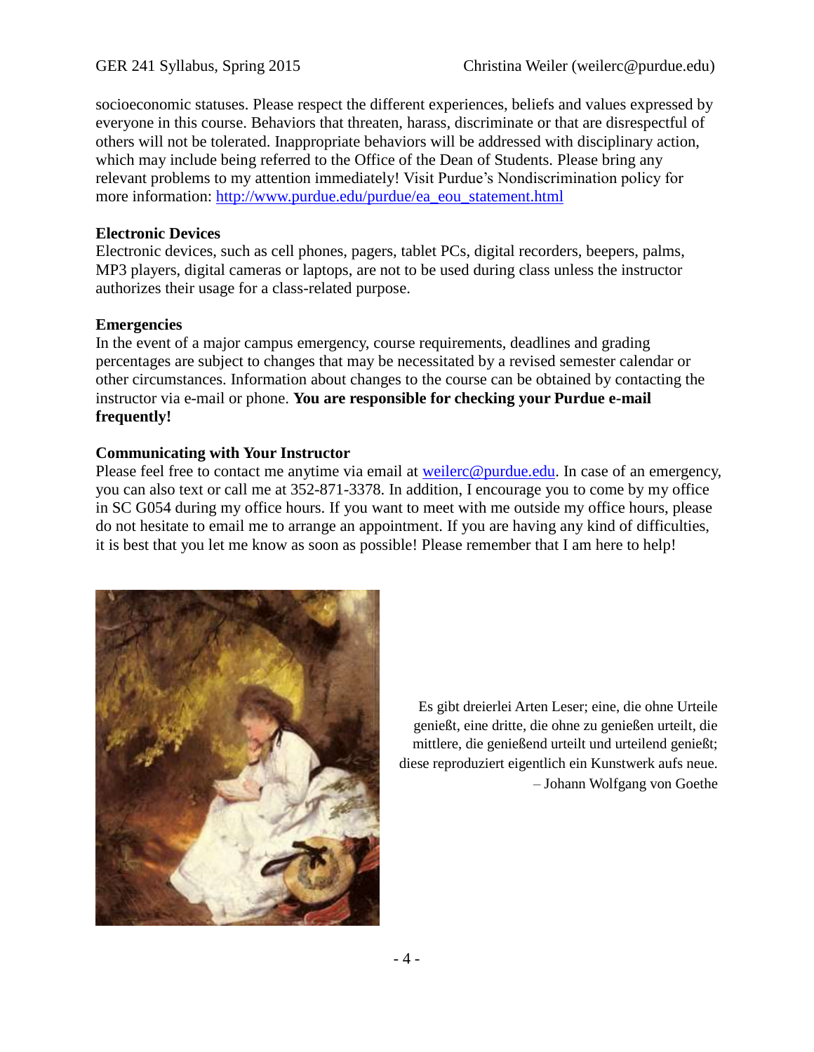socioeconomic statuses. Please respect the different experiences, beliefs and values expressed by everyone in this course. Behaviors that threaten, harass, discriminate or that are disrespectful of others will not be tolerated. Inappropriate behaviors will be addressed with disciplinary action, which may include being referred to the Office of the Dean of Students. Please bring any relevant problems to my attention immediately! Visit Purdue's Nondiscrimination policy for more information: http://www.purdue.edu/purdue/ea_eou_statement.html

**Electronic Devices**

Electronic devices, such as cell phones, pagers, tablet PCs, digital recorders, beepers, palms, MP3 players, digital cameras or laptops, are not to be used during class unless the instructor authorizes their usage for a class-related purpose.

**Emergencies**

In the event of a major campus emergency, course requirements, deadlines and grading percentages are subject to changes that may be necessitated by a revised semester calendar or other circumstances. Information about changes to the course can be obtained by contacting the instructor via e-mail or phone. **You are responsible for checking your Purdue e-mail frequently!**

**Communicating with Your Instructor**

Please feel free to contact me anytime via email at weilerc@purdue.edu. In case of an emergency, you can also text or call me at 352-871-3378. In addition, I encourage you to come by my office in SC G054 during my office hours. If you want to meet with me outside my office hours, please do not hesitate to email me to arrange an appointment. If you are having any kind of difficulties, it is best that you let me know as soon as possible! Please remember that I am here to help!

Es gibt dreierlei Arten Leser; eine, die ohne Urteile genießt, eine dritte, die ohne zu genießen urteilt, die mittlere, die genießend urteilt und urteilend genießt; diese reproduziert eigentlich ein Kunstwerk aufs neue.
– Johann Wolfgang von Goethe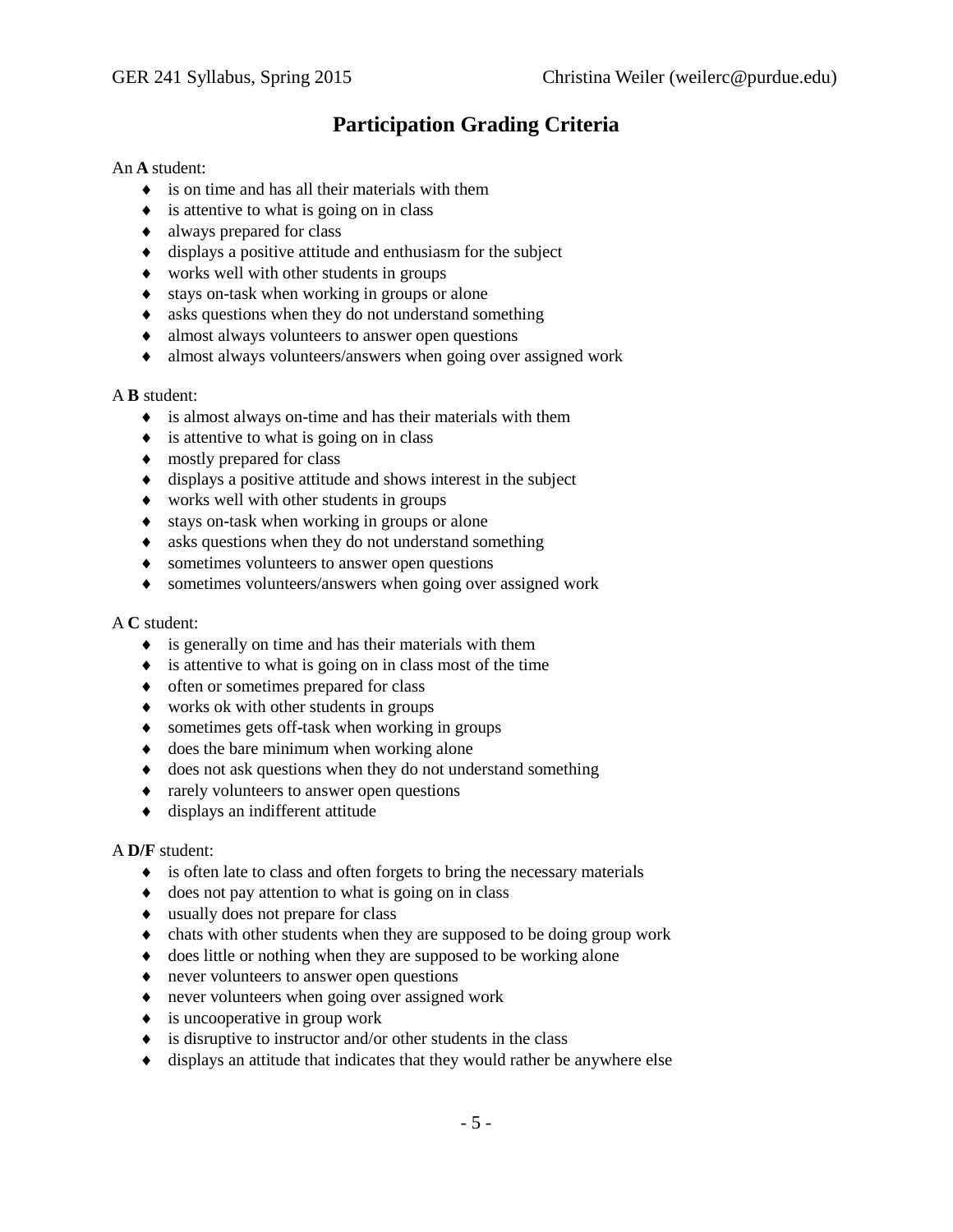# Participation Grading Criteria

An **A** student:

- is on time and has all their materials with them
- is attentive to what is going on in class
- always prepared for class
- displays a positive attitude and enthusiasm for the subject
- works well with other students in groups
- stays on-task when working in groups or alone
- asks questions when they do not understand something
- almost always volunteers to answer open questions
- almost always volunteers/answers when going over assigned work

A **B** student:

- is almost always on-time and has their materials with them
- is attentive to what is going on in class
- mostly prepared for class
- displays a positive attitude and shows interest in the subject
- works well with other students in groups
- stays on-task when working in groups or alone
- asks questions when they do not understand something
- sometimes volunteers to answer open questions
- sometimes volunteers/answers when going over assigned work

A **C** student:

- is generally on time and has their materials with them
- is attentive to what is going on in class most of the time
- often or sometimes prepared for class
- works ok with other students in groups
- sometimes gets off-task when working in groups
- does the bare minimum when working alone
- does not ask questions when they do not understand something
- rarely volunteers to answer open questions
- displays an indifferent attitude

A **D/F** student:

- is often late to class and often forgets to bring the necessary materials
- does not pay attention to what is going on in class
- usually does not prepare for class
- chats with other students when they are supposed to be doing group work
- does little or nothing when they are supposed to be working alone
- never volunteers to answer open questions
- never volunteers when going over assigned work
- is uncooperative in group work
- is disruptive to instructor and/or other students in the class
- displays an attitude that indicates that they would rather be anywhere else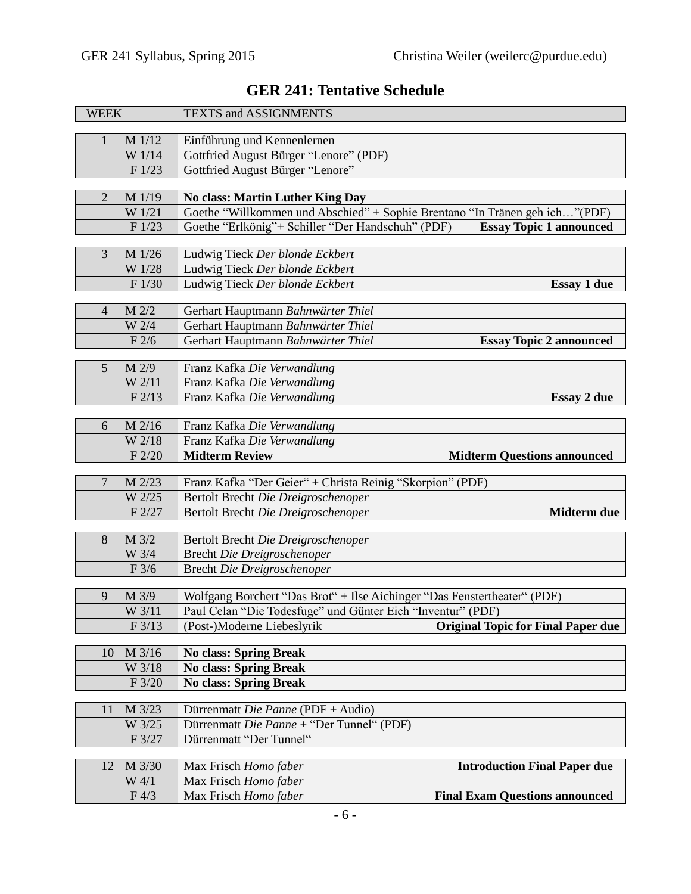## GER 241: Tentative Schedule

| WEEK | | TEXTS and ASSIGNMENTS |
|---|---|---|
| 1 | M 1/12 | Einführung und Kennenlernen |
| | W 1/14 | Gottfried August Bürger "Lenore" (PDF) |
| | F 1/23 | Gottfried August Bürger "Lenore" |
| 2 | M 1/19 | **No class: Martin Luther King Day** |
| | W 1/21 | Goethe "Willkommen und Abschied" + Sophie Brentano "In Tränen geh ich…"(PDF) |
| | F 1/23 | Goethe "Erlkönig"+ Schiller "Der Handschuh" (PDF) **Essay Topic 1 announced** |
| 3 | M 1/26 | Ludwig Tieck *Der blonde Eckbert* |
| | W 1/28 | Ludwig Tieck *Der blonde Eckbert* |
| | F 1/30 | Ludwig Tieck *Der blonde Eckbert* **Essay 1 due** |
| 4 | M 2/2 | Gerhart Hauptmann *Bahnwärter Thiel* |
| | W 2/4 | Gerhart Hauptmann *Bahnwärter Thiel* |
| | F 2/6 | Gerhart Hauptmann *Bahnwärter Thiel* **Essay Topic 2 announced** |
| 5 | M 2/9 | Franz Kafka *Die Verwandlung* |
| | W 2/11 | Franz Kafka *Die Verwandlung* |
| | F 2/13 | Franz Kafka *Die Verwandlung* **Essay 2 due** |
| 6 | M 2/16 | Franz Kafka *Die Verwandlung* |
| | W 2/18 | Franz Kafka *Die Verwandlung* |
| | F 2/20 | **Midterm Review** **Midterm Questions announced** |
| 7 | M 2/23 | Franz Kafka "Der Geier" + Christa Reinig "Skorpion" (PDF) |
| | W 2/25 | Bertolt Brecht *Die Dreigroschenoper* |
| | F 2/27 | Bertolt Brecht *Die Dreigroschenoper* **Midterm due** |
| 8 | M 3/2 | Bertolt Brecht *Die Dreigroschenoper* |
| | W 3/4 | Brecht *Die Dreigroschenoper* |
| | F 3/6 | Brecht *Die Dreigroschenoper* |
| 9 | M 3/9 | Wolfgang Borchert "Das Brot" + Ilse Aichinger "Das Fenstertheater" (PDF) |
| | W 3/11 | Paul Celan "Die Todesfuge" und Günter Eich "Inventur" (PDF) |
| | F 3/13 | (Post-)Moderne Liebeslyrik **Original Topic for Final Paper due** |
| 10 | M 3/16 | **No class: Spring Break** |
| | W 3/18 | **No class: Spring Break** |
| | F 3/20 | **No class: Spring Break** |
| 11 | M 3/23 | Dürrenmatt *Die Panne* (PDF + Audio) |
| | W 3/25 | Dürrenmatt *Die Panne* + "Der Tunnel" (PDF) |
| | F 3/27 | Dürrenmatt "Der Tunnel" |
| 12 | M 3/30 | Max Frisch *Homo faber* **Introduction Final Paper due** |
| | W 4/1 | Max Frisch *Homo faber* |
| | F 4/3 | Max Frisch *Homo faber* **Final Exam Questions announced** |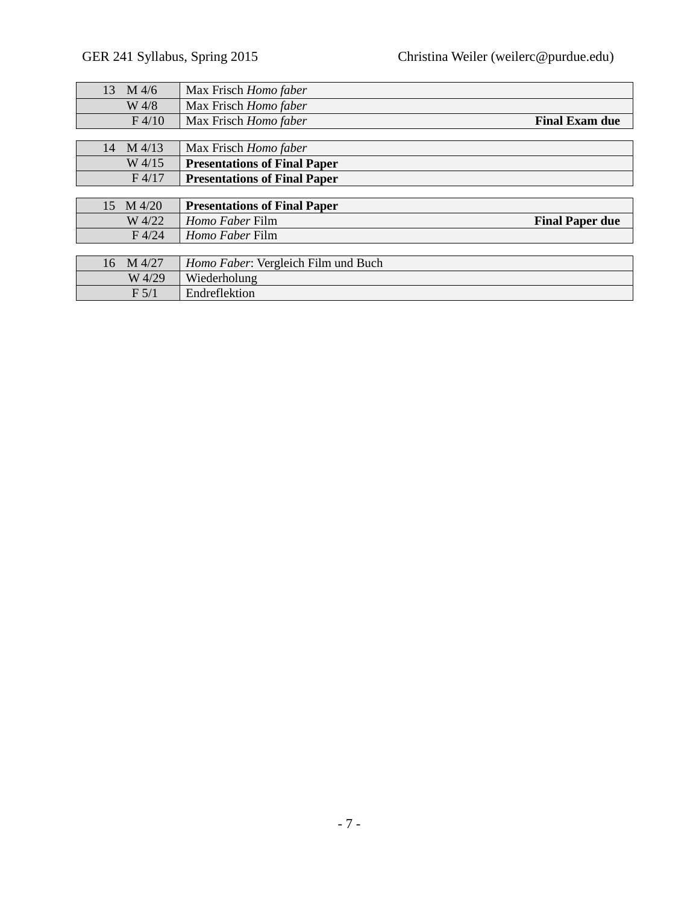| | | |
|---|---|---|
| 13 M 4/6 | Max Frisch *Homo faber* | |
| W 4/8 | Max Frisch *Homo faber* | |
| F 4/10 | Max Frisch *Homo faber* | **Final Exam due** |
| 14 M 4/13 | Max Frisch *Homo faber* | |
| W 4/15 | **Presentations of Final Paper** | |
| F 4/17 | **Presentations of Final Paper** | |
| 15 M 4/20 | **Presentations of Final Paper** | |
| W 4/22 | *Homo Faber* Film | **Final Paper due** |
| F 4/24 | *Homo Faber* Film | |
| 16 M 4/27 | *Homo Faber*: Vergleich Film und Buch | |
| W 4/29 | Wiederholung | |
| F 5/1 | Endreflektion | |